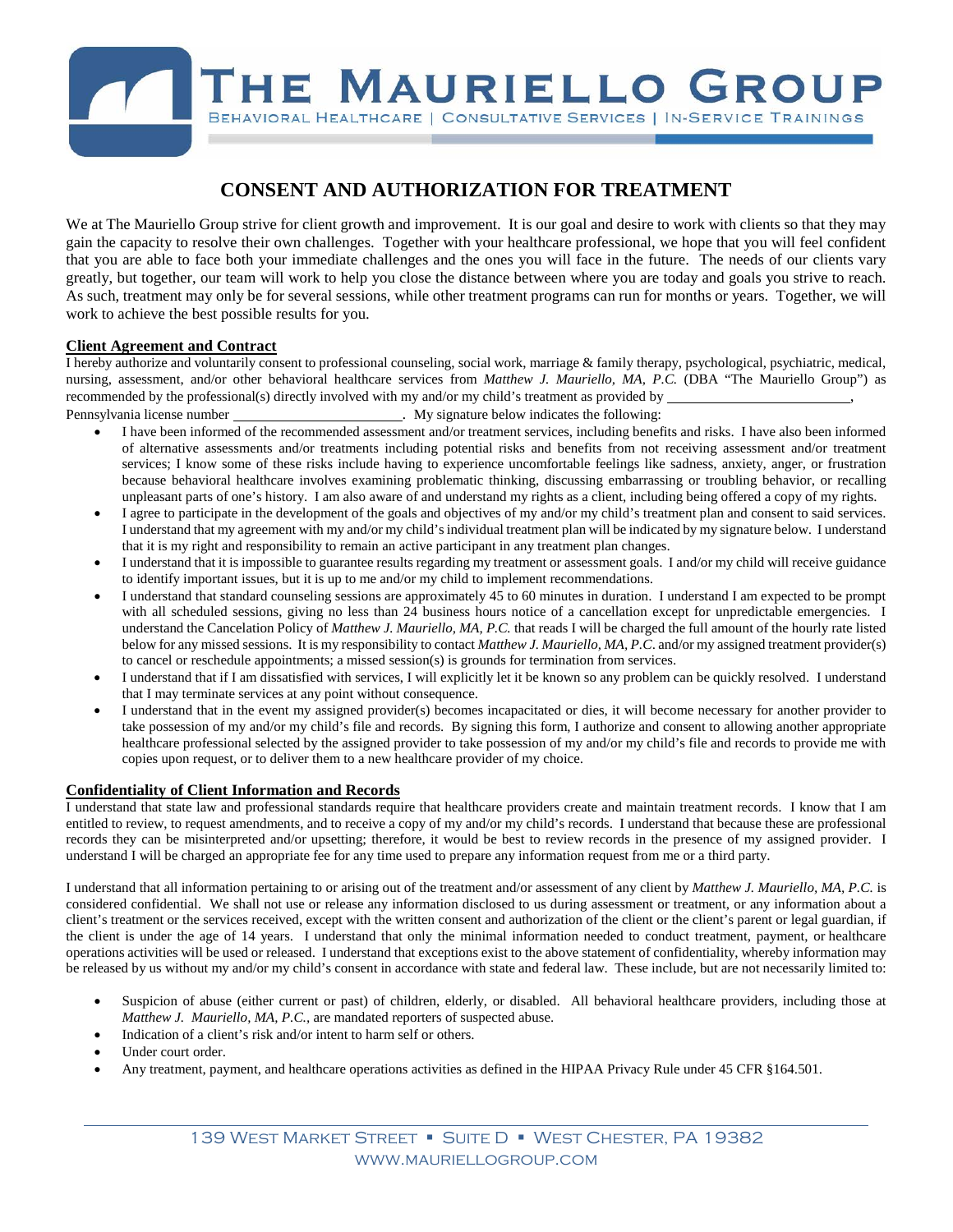# THE MAURIELLO GROUP

BEHAVIORAL HEALTHCARE | CONSULTATIVE SERVICES | IN-SERVICE TRAININGS

## CONSENT AND AUTHORIZATION FOR TREATMENT

We at The Mauriello Group strive for client growth and improvement. It is our goal and desire to work with clients so that they may gain the capacity to resolve their own challenges. Together with your healthcare professional, we hope that you will feel confident that you are able to face both your immediate challenges and the ones you will face in the future. The needs of our clients vary greatly, but together, our team will work to help you close the distance between where you are today and goals you strive to reach. As such, treatment may only be for several sessions, while other treatment programs can run for months or years. Together, we will work to achieve the best possible results for you.

### Client Agreement and Contract

I hereby authorize and voluntarily consent to professional counseling, social work, marriage & family therapy, psychological, psychiatric, medical, nursing, assessment, and/or other behavioral healthcare services from *Matthew J. Mauriello, MA, P.C.* (DBA "The Mauriello Group") as recommended by the professional(s) directly involved with my and/or my child's treatment as provided by \_\_\_\_\_\_\_\_\_\_\_\_\_\_\_\_\_\_\_\_\_\_\_\_\_\_, Pennsylvania license number \_\_\_\_\_\_\_\_\_\_\_\_\_\_\_\_\_\_\_\_\_\_\_\_. My signature below indicates the following:

- I have been informed of the recommended assessment and/or treatment services, including benefits and risks. I have also been informed of alternative assessments and/or treatments including potential risks and benefits from not receiving assessment and/or treatment services; I know some of these risks include having to experience uncomfortable feelings like sadness, anxiety, anger, or frustration because behavioral healthcare involves examining problematic thinking, discussing embarrassing or troubling behavior, or recalling unpleasant parts of one's history. I am also aware of and understand my rights as a client, including being offered a copy of my rights.
- I agree to participate in the development of the goals and objectives of my and/or my child's treatment plan and consent to said services. I understand that my agreement with my and/or my child's individual treatment plan will be indicated by my signature below. I understand that it is my right and responsibility to remain an active participant in any treatment plan changes.
- I understand that it is impossible to guarantee results regarding my treatment or assessment goals. I and/or my child will receive guidance to identify important issues, but it is up to me and/or my child to implement recommendations.
- I understand that standard counseling sessions are approximately 45 to 60 minutes in duration. I understand I am expected to be prompt with all scheduled sessions, giving no less than 24 business hours notice of a cancellation except for unpredictable emergencies. I understand the Cancelation Policy of *Matthew J. Mauriello, MA, P.C.* that reads I will be charged the full amount of the hourly rate listed below for any missed sessions. It is my responsibility to contact *Matthew J. Mauriello, MA, P.C.* and/or my assigned treatment provider(s) to cancel or reschedule appointments; a missed session(s) is grounds for termination from services.
- I understand that if I am dissatisfied with services, I will explicitly let it be known so any problem can be quickly resolved. I understand that I may terminate services at any point without consequence.
- I understand that in the event my assigned provider(s) becomes incapacitated or dies, it will become necessary for another provider to take possession of my and/or my child's file and records. By signing this form, I authorize and consent to allowing another appropriate healthcare professional selected by the assigned provider to take possession of my and/or my child's file and records to provide me with copies upon request, or to deliver them to a new healthcare provider of my choice.

### Confidentiality of Client Information and Records

I understand that state law and professional standards require that healthcare providers create and maintain treatment records. I know that I am entitled to review, to request amendments, and to receive a copy of my and/or my child's records. I understand that because these are professional records they can be misinterpreted and/or upsetting; therefore, it would be best to review records in the presence of my assigned provider. I understand I will be charged an appropriate fee for any time used to prepare any information request from me or a third party.

I understand that all information pertaining to or arising out of the treatment and/or assessment of any client by *Matthew J. Mauriello, MA, P.C.* is considered confidential. We shall not use or release any information disclosed to us during assessment or treatment, or any information about a client's treatment or the services received, except with the written consent and authorization of the client or the client's parent or legal guardian, if the client is under the age of 14 years. I understand that only the minimal information needed to conduct treatment, payment, or healthcare operations activities will be used or released. I understand that exceptions exist to the above statement of confidentiality, whereby information may be released by us without my and/or my child's consent in accordance with state and federal law. These include, but are not necessarily limited to:

- Suspicion of abuse (either current or past) of children, elderly, or disabled. All behavioral healthcare providers, including those at *Matthew J. Mauriello, MA, P.C.*, are mandated reporters of suspected abuse.
- Indication of a client's risk and/or intent to harm self or others.
- Under court order.
- Any treatment, payment, and healthcare operations activities as defined in the HIPAA Privacy Rule under 45 CFR §164.501.

139 WEST MARKET STREET ▪ SUITE D ▪ WEST CHESTER, PA 19382
WWW.MAURIELLOGROUP.COM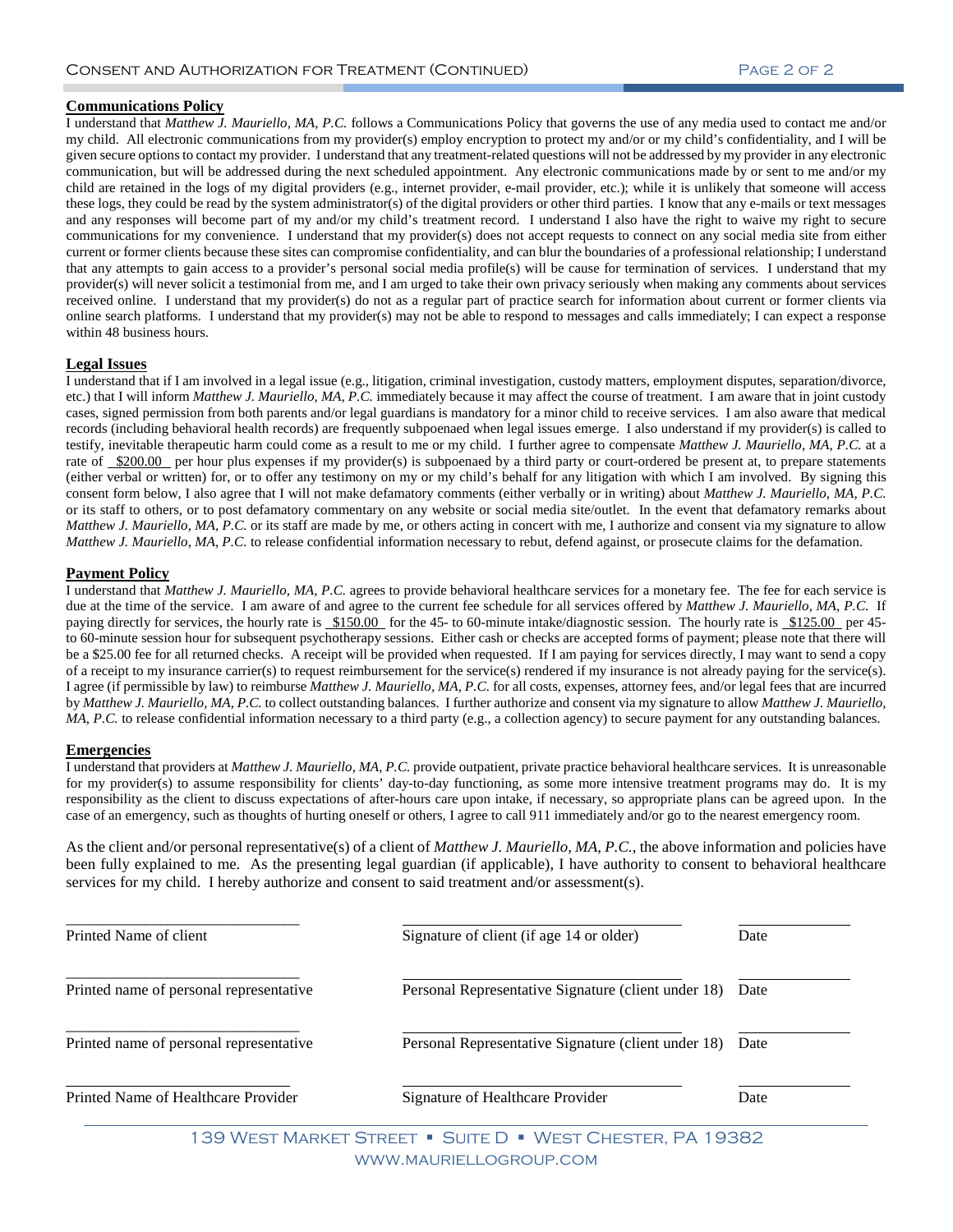**Communications Policy**

I understand that *Matthew J. Mauriello, MA, P.C.* follows a Communications Policy that governs the use of any media used to contact me and/or my child. All electronic communications from my provider(s) employ encryption to protect my and/or or my child's confidentiality, and I will be given secure options to contact my provider. I understand that any treatment-related questions will not be addressed by my provider in any electronic communication, but will be addressed during the next scheduled appointment. Any electronic communications made by or sent to me and/or my child are retained in the logs of my digital providers (e.g., internet provider, e-mail provider, etc.); while it is unlikely that someone will access these logs, they could be read by the system administrator(s) of the digital providers or other third parties. I know that any e-mails or text messages and any responses will become part of my and/or my child's treatment record. I understand I also have the right to waive my right to secure communications for my convenience. I understand that my provider(s) does not accept requests to connect on any social media site from either current or former clients because these sites can compromise confidentiality, and can blur the boundaries of a professional relationship; I understand that any attempts to gain access to a provider's personal social media profile(s) will be cause for termination of services. I understand that my provider(s) will never solicit a testimonial from me, and I am urged to take their own privacy seriously when making any comments about services received online. I understand that my provider(s) do not as a regular part of practice search for information about current or former clients via online search platforms. I understand that my provider(s) may not be able to respond to messages and calls immediately; I can expect a response within 48 business hours.

**Legal Issues**

I understand that if I am involved in a legal issue (e.g., litigation, criminal investigation, custody matters, employment disputes, separation/divorce, etc.) that I will inform *Matthew J. Mauriello, MA, P.C.* immediately because it may affect the course of treatment. I am aware that in joint custody cases, signed permission from both parents and/or legal guardians is mandatory for a minor child to receive services. I am also aware that medical records (including behavioral health records) are frequently subpoenaed when legal issues emerge. I also understand if my provider(s) is called to testify, inevitable therapeutic harm could come as a result to me or my child. I further agree to compensate *Matthew J. Mauriello, MA, P.C.* at a rate of \$200.00 per hour plus expenses if my provider(s) is subpoenaed by a third party or court-ordered be present at, to prepare statements (either verbal or written) for, or to offer any testimony on my or my child's behalf for any litigation with which I am involved. By signing this consent form below, I also agree that I will not make defamatory comments (either verbally or in writing) about *Matthew J. Mauriello, MA, P.C.* or its staff to others, or to post defamatory commentary on any website or social media site/outlet. In the event that defamatory remarks about *Matthew J. Mauriello, MA, P.C.* or its staff are made by me, or others acting in concert with me, I authorize and consent via my signature to allow *Matthew J. Mauriello, MA, P.C.* to release confidential information necessary to rebut, defend against, or prosecute claims for the defamation.

**Payment Policy**

I understand that *Matthew J. Mauriello, MA, P.C.* agrees to provide behavioral healthcare services for a monetary fee. The fee for each service is due at the time of the service. I am aware of and agree to the current fee schedule for all services offered by *Matthew J. Mauriello, MA, P.C.* If paying directly for services, the hourly rate is \$150.00 for the 45- to 60-minute intake/diagnostic session. The hourly rate is \$125.00 per 45- to 60-minute session hour for subsequent psychotherapy sessions. Either cash or checks are accepted forms of payment; please note that there will be a \$25.00 fee for all returned checks. A receipt will be provided when requested. If I am paying for services directly, I may want to send a copy of a receipt to my insurance carrier(s) to request reimbursement for the service(s) rendered if my insurance is not already paying for the service(s). I agree (if permissible by law) to reimburse *Matthew J. Mauriello, MA, P.C.* for all costs, expenses, attorney fees, and/or legal fees that are incurred by *Matthew J. Mauriello, MA, P.C.* to collect outstanding balances. I further authorize and consent via my signature to allow *Matthew J. Mauriello, MA, P.C.* to release confidential information necessary to a third party (e.g., a collection agency) to secure payment for any outstanding balances.

**Emergencies**

I understand that providers at *Matthew J. Mauriello, MA, P.C.* provide outpatient, private practice behavioral healthcare services. It is unreasonable for my provider(s) to assume responsibility for clients' day-to-day functioning, as some more intensive treatment programs may do. It is my responsibility as the client to discuss expectations of after-hours care upon intake, if necessary, so appropriate plans can be agreed upon. In the case of an emergency, such as thoughts of hurting oneself or others, I agree to call 911 immediately and/or go to the nearest emergency room.

As the client and/or personal representative(s) of a client of *Matthew J. Mauriello, MA, P.C.*, the above information and policies have been fully explained to me. As the presenting legal guardian (if applicable), I have authority to consent to behavioral healthcare services for my child. I hereby authorize and consent to said treatment and/or assessment(s).

_______________________________ _______________________________ ____________
Printed Name of client | Signature of client (if age 14 or older) | Date

_______________________________ _______________________________ ____________
Printed name of personal representative | Personal Representative Signature (client under 18) | Date

_______________________________ _______________________________ ____________
Printed name of personal representative | Personal Representative Signature (client under 18) | Date

_______________________________ _______________________________ ____________
Printed Name of Healthcare Provider | Signature of Healthcare Provider | Date

139 West Market Street ▪ Suite D ▪ West Chester, PA 19382
www.mauriellogroup.com